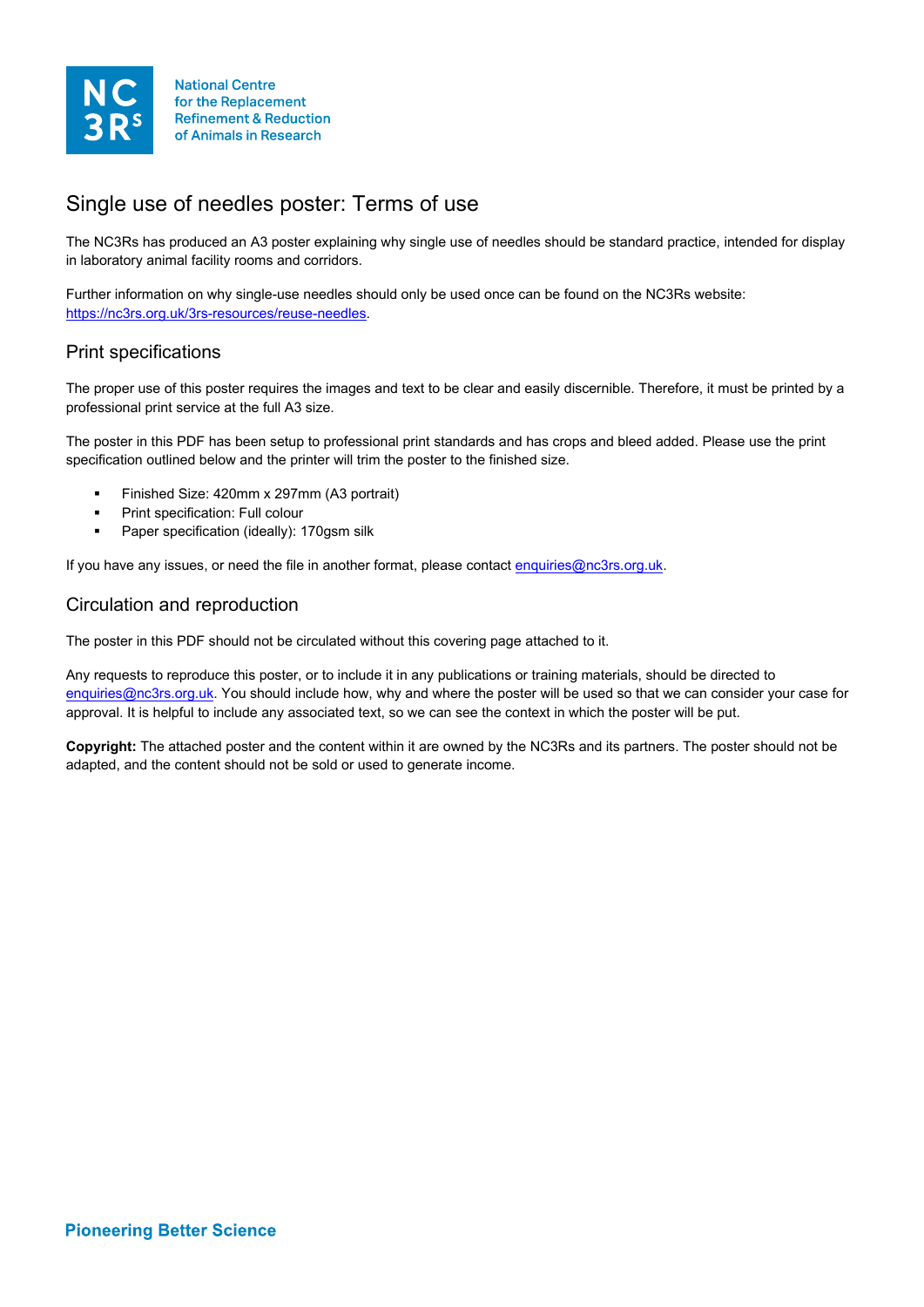National Centre for the Replacement Refinement & Reduction of Animals in Research

# Single use of needles poster: Terms of use

The NC3Rs has produced an A3 poster explaining why single use of needles should be standard practice, intended for display in laboratory animal facility rooms and corridors.

Further information on why single-use needles should only be used once can be found on the NC3Rs website: https://nc3rs.org.uk/3rs-resources/reuse-needles.

## Print specifications

The proper use of this poster requires the images and text to be clear and easily discernible. Therefore, it must be printed by a professional print service at the full A3 size.

The poster in this PDF has been setup to professional print standards and has crops and bleed added. Please use the print specification outlined below and the printer will trim the poster to the finished size.

- Finished Size: 420mm x 297mm (A3 portrait)
- Print specification: Full colour
- Paper specification (ideally): 170gsm silk

If you have any issues, or need the file in another format, please contact enquiries@nc3rs.org.uk.

## Circulation and reproduction

The poster in this PDF should not be circulated without this covering page attached to it.

Any requests to reproduce this poster, or to include it in any publications or training materials, should be directed to enquiries@nc3rs.org.uk. You should include how, why and where the poster will be used so that we can consider your case for approval. It is helpful to include any associated text, so we can see the context in which the poster will be put.

**Copyright:** The attached poster and the content within it are owned by the NC3Rs and its partners. The poster should not be adapted, and the content should not be sold or used to generate income.

Pioneering Better Science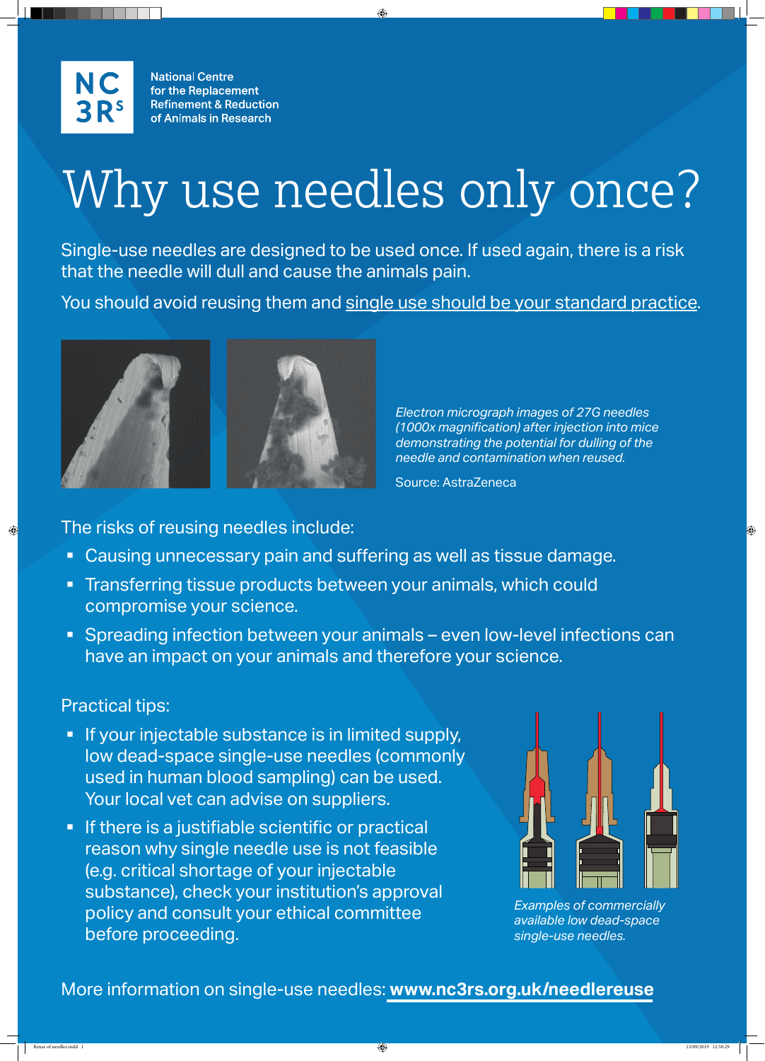National Centre for the Replacement Refinement & Reduction of Animals in Research

# Why use needles only once?

Single-use needles are designed to be used once. If used again, there is a risk that the needle will dull and cause the animals pain.

You should avoid reusing them and single use should be your standard practice.

*Electron micrograph images of 27G needles (1000x magnification) after injection into mice demonstrating the potential for dulling of the needle and contamination when reused.*

Source: AstraZeneca

The risks of reusing needles include:

- Causing unnecessary pain and suffering as well as tissue damage.
- Transferring tissue products between your animals, which could compromise your science.
- Spreading infection between your animals – even low-level infections can have an impact on your animals and therefore your science.

Practical tips:

- If your injectable substance is in limited supply, low dead-space single-use needles (commonly used in human blood sampling) can be used. Your local vet can advise on suppliers.
- If there is a justifiable scientific or practical reason why single needle use is not feasible (e.g. critical shortage of your injectable substance), check your institution's approval policy and consult your ethical committee before proceeding.

*Examples of commercially available low dead-space single-use needles.*

More information on single-use needles: **www.nc3rs.org.uk/needlereuse**